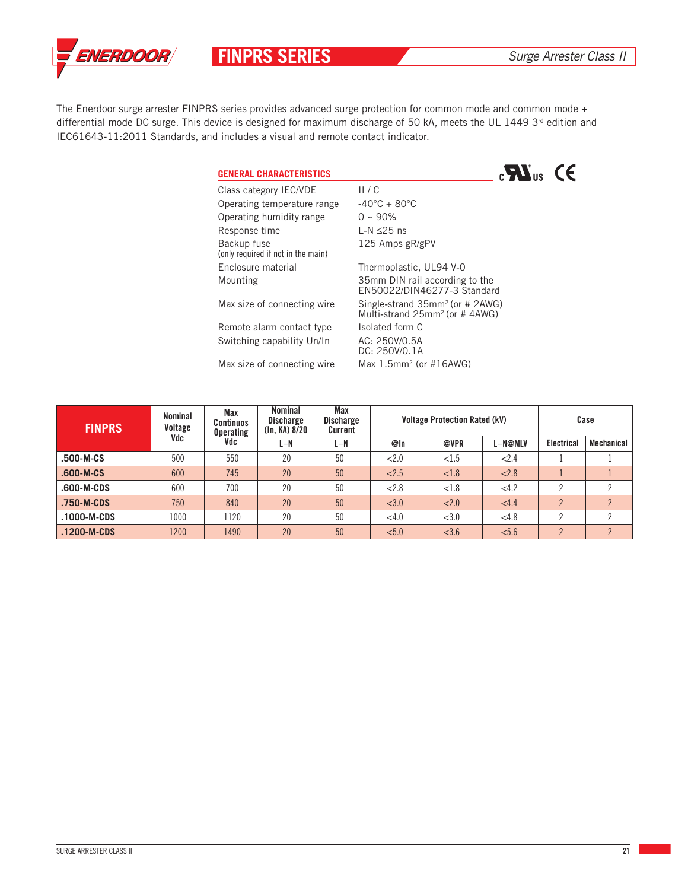ENERDOOR

# FINPRS SERIES

*Surge Arrester Class II*

The Enerdoor surge arrester FINPRS series provides advanced surge protection for common mode and common mode + differential mode DC surge. This device is designed for maximum discharge of 50 kA, meets the UL 1449 3rd edition and IEC61643-11:2011 Standards, and includes a visual and remote contact indicator.

## GENERAL CHARACTERISTICS

| | |
|---|---|
| Class category IEC/VDE | II / C |
| Operating temperature range | -40°C + 80°C |
| Operating humidity range | 0 ~ 90% |
| Response time | L-N ≤25 ns |
| Backup fuse (only required if not in the main) | 125 Amps gR/gPV |
| Enclosure material | Thermoplastic, UL94 V-0 |
| Mounting | 35mm DIN rail according to the EN50022/DIN46277-3 Standard |
| Max size of connecting wire | Single-strand 35mm² (or # 2AWG) Multi-strand 25mm² (or # 4AWG) |
| Remote alarm contact type | Isolated form C |
| Switching capability Un/In | AC: 250V/0.5A DC: 250V/0.1A |
| Max size of connecting wire | Max 1.5mm² (or #16AWG) |

| FINPRS | Nominal Voltage Vdc | Max Continuos Operating Vdc | Nominal Discharge (In, KA) 8/20 | Max Discharge Current | Voltage Protection Rated (kV) | | | Case | |
|---|---|---|---|---|---|---|---|---|---|
| | | | L–N | L–N | @In | @VPR | L–N@MLV | Electrical | Mechanical |
| .500-M-CS | 500 | 550 | 20 | 50 | <2.0 | <1.5 | <2.4 | 1 | 1 |
| .600-M-CS | 600 | 745 | 20 | 50 | <2.5 | <1.8 | <2.8 | 1 | 1 |
| .600-M-CDS | 600 | 700 | 20 | 50 | <2.8 | <1.8 | <4.2 | 2 | 2 |
| .750-M-CDS | 750 | 840 | 20 | 50 | <3.0 | <2.0 | <4.4 | 2 | 2 |
| .1000-M-CDS | 1000 | 1120 | 20 | 50 | <4.0 | <3.0 | <4.8 | 2 | 2 |
| .1200-M-CDS | 1200 | 1490 | 20 | 50 | <5.0 | <3.6 | <5.6 | 2 | 2 |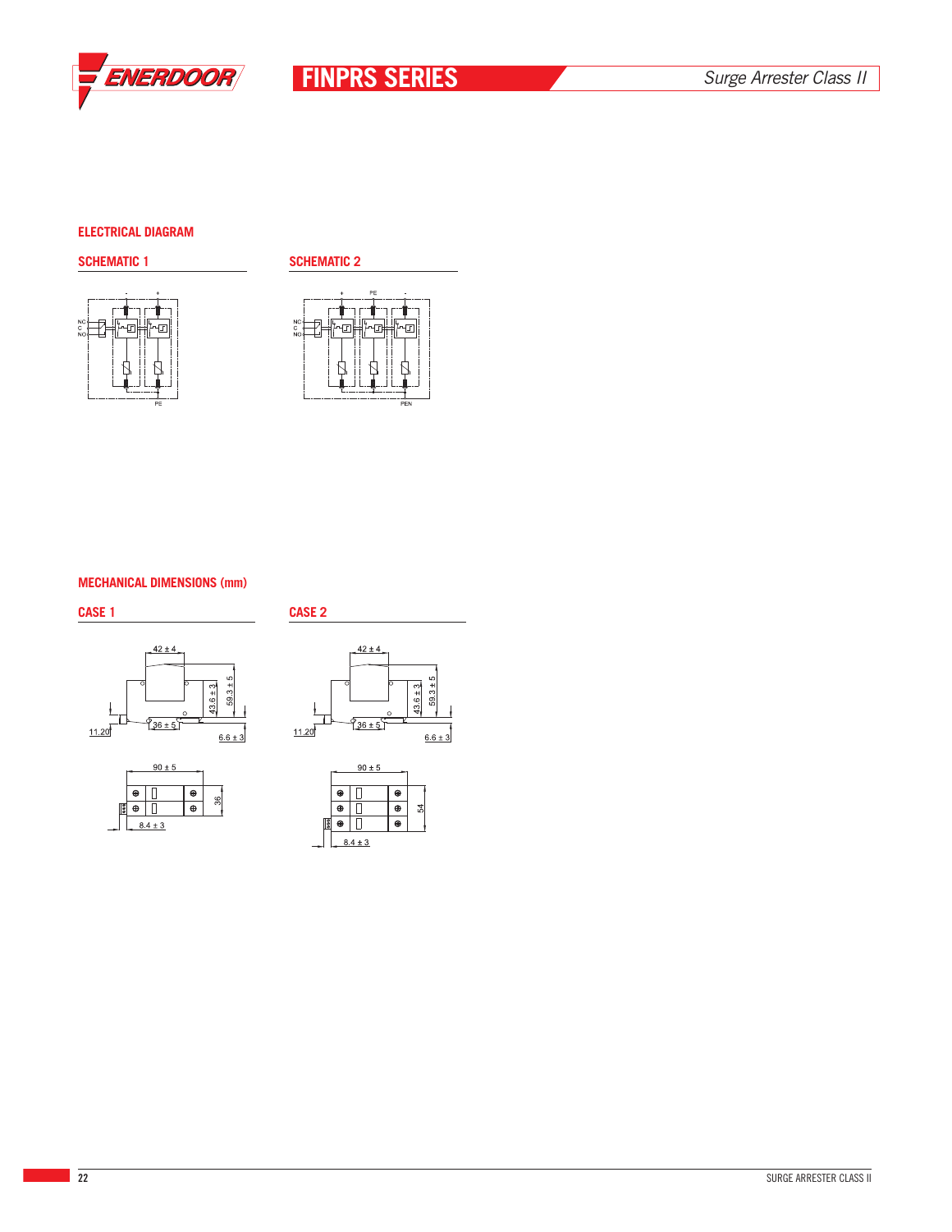## ELECTRICAL DIAGRAM

### SCHEMATIC 1

-
+
NC
C
NO
PE

### SCHEMATIC 2

+
PE
-
NC
C
NO
PEN

## MECHANICAL DIMENSIONS (mm)

### CASE 1

42 ± 4
43.6 ± 3
59.3 ± 5
11.20
36 ± 5
6.6 ± 3
90 ± 5
36
8.4 ± 3

### CASE 2

42 ± 4
43.6 ± 3
59.3 ± 5
11.20
36 ± 5
6.6 ± 3
90 ± 5
54
8.4 ± 3